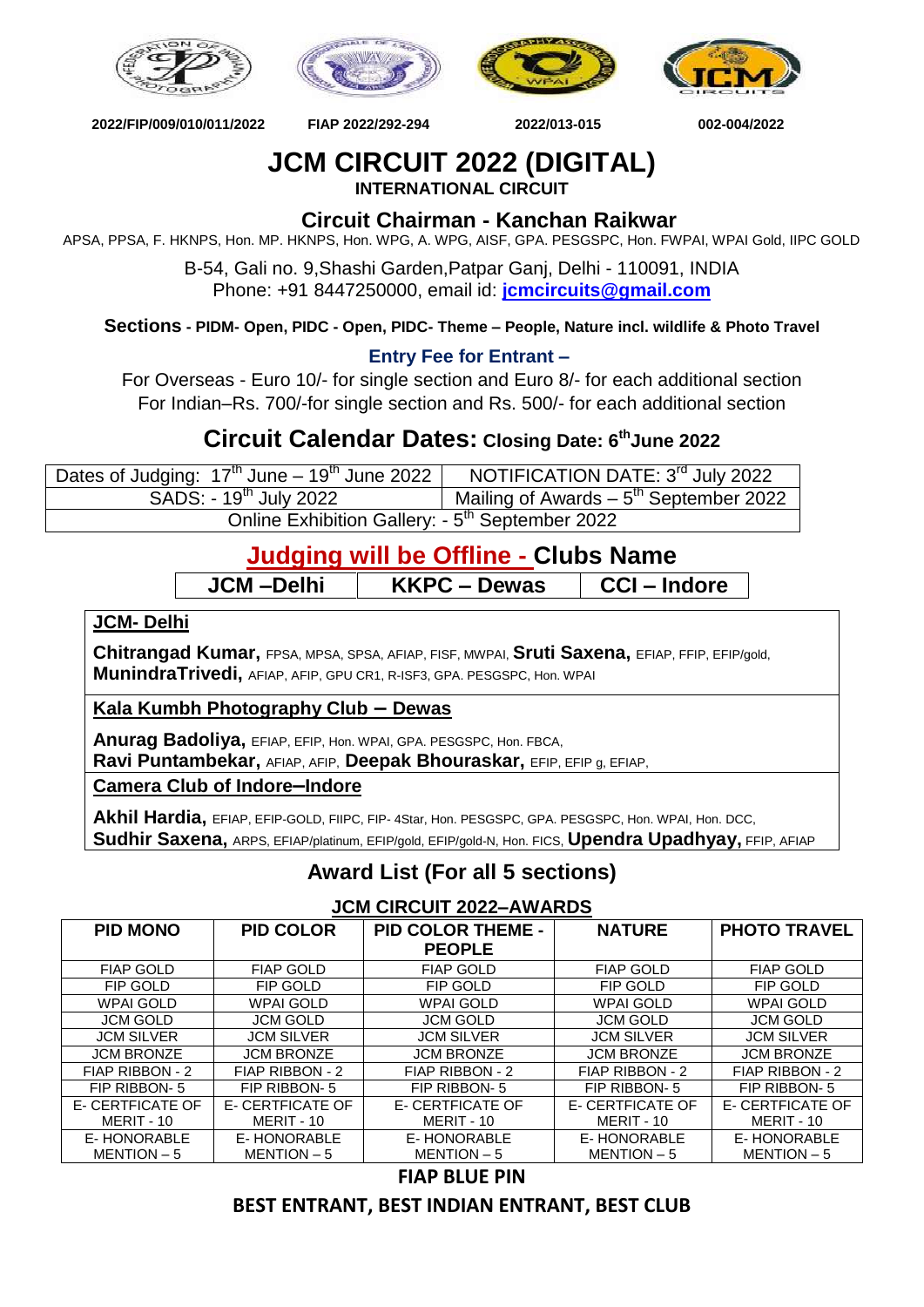2022/FIP/009/010/011/2022 FIAP 2022/292-294 2022/013-015 002-004/2022

# JCM CIRCUIT 2022 (DIGITAL)

**INTERNATIONAL CIRCUIT**

## Circuit Chairman - Kanchan Raikwar

APSA, PPSA, F. HKNPS, Hon. MP. HKNPS, Hon. WPG, A. WPG, AISF, GPA. PESGSPC, Hon. FWPAI, WPAI Gold, IIPC GOLD

B-54, Gali no. 9,Shashi Garden,Patpar Ganj, Delhi - 110091, INDIA
Phone: +91 8447250000, email id: **jcmcircuits@gmail.com**

**Sections - PIDM- Open, PIDC - Open, PIDC- Theme – People, Nature incl. wildlife & Photo Travel**

**Entry Fee for Entrant –**

For Overseas - Euro 10/- for single section and Euro 8/- for each additional section
For Indian–Rs. 700/-for single section and Rs. 500/- for each additional section

## Circuit Calendar Dates: Closing Date: 6th June 2022

| Dates of Judging: 17th June – 19th June 2022 | NOTIFICATION DATE: 3rd July 2022 |
|---|---|
| SADS: - 19th July 2022 | Mailing of Awards – 5th September 2022 |
| Online Exhibition Gallery: - 5th September 2022 | |

## Judging will be Offline - Clubs Name

| JCM –Delhi | KKPC – Dewas | CCI – Indore |
|---|---|---|

**JCM- Delhi**

**Chitrangad Kumar,** FPSA, MPSA, SPSA, AFIAP, FISF, MWPAI, **Sruti Saxena,** EFIAP, FFIP, EFIP/gold, **MunindraTrivedi,** AFIAP, AFIP, GPU CR1, R-ISF3, GPA. PESGSPC, Hon. WPAI

**Kala Kumbh Photography Club – Dewas**

**Anurag Badoliya,** EFIAP, EFIP, Hon. WPAI, GPA. PESGSPC, Hon. FBCA,
**Ravi Puntambekar,** AFIAP, AFIP, **Deepak Bhouraskar,** EFIP, EFIP g, EFIAP,

**Camera Club of Indore–Indore**

**Akhil Hardia,** EFIAP, EFIP-GOLD, FIIPC, FIP- 4Star, Hon. PESGSPC, GPA. PESGSPC, Hon. WPAI, Hon. DCC,
**Sudhir Saxena,** ARPS, EFIAP/platinum, EFIP/gold, EFIP/gold-N, Hon. FICS, **Upendra Upadhyay,** FFIP, AFIAP

## Award List (For all 5 sections)

**JCM CIRCUIT 2022–AWARDS**

| PID MONO | PID COLOR | PID COLOR THEME - PEOPLE | NATURE | PHOTO TRAVEL |
|---|---|---|---|---|
| FIAP GOLD | FIAP GOLD | FIAP GOLD | FIAP GOLD | FIAP GOLD |
| FIP GOLD | FIP GOLD | FIP GOLD | FIP GOLD | FIP GOLD |
| WPAI GOLD | WPAI GOLD | WPAI GOLD | WPAI GOLD | WPAI GOLD |
| JCM GOLD | JCM GOLD | JCM GOLD | JCM GOLD | JCM GOLD |
| JCM SILVER | JCM SILVER | JCM SILVER | JCM SILVER | JCM SILVER |
| JCM BRONZE | JCM BRONZE | JCM BRONZE | JCM BRONZE | JCM BRONZE |
| FIAP RIBBON - 2 | FIAP RIBBON - 2 | FIAP RIBBON - 2 | FIAP RIBBON - 2 | FIAP RIBBON - 2 |
| FIP RIBBON- 5 | FIP RIBBON- 5 | FIP RIBBON- 5 | FIP RIBBON- 5 | FIP RIBBON- 5 |
| E- CERTFICATE OF MERIT - 10 | E- CERTFICATE OF MERIT - 10 | E- CERTFICATE OF MERIT - 10 | E- CERTFICATE OF MERIT - 10 | E- CERTFICATE OF MERIT - 10 |
| E- HONORABLE MENTION – 5 | E- HONORABLE MENTION – 5 | E- HONORABLE MENTION – 5 | E- HONORABLE MENTION – 5 | E- HONORABLE MENTION – 5 |

**FIAP BLUE PIN**

**BEST ENTRANT, BEST INDIAN ENTRANT, BEST CLUB**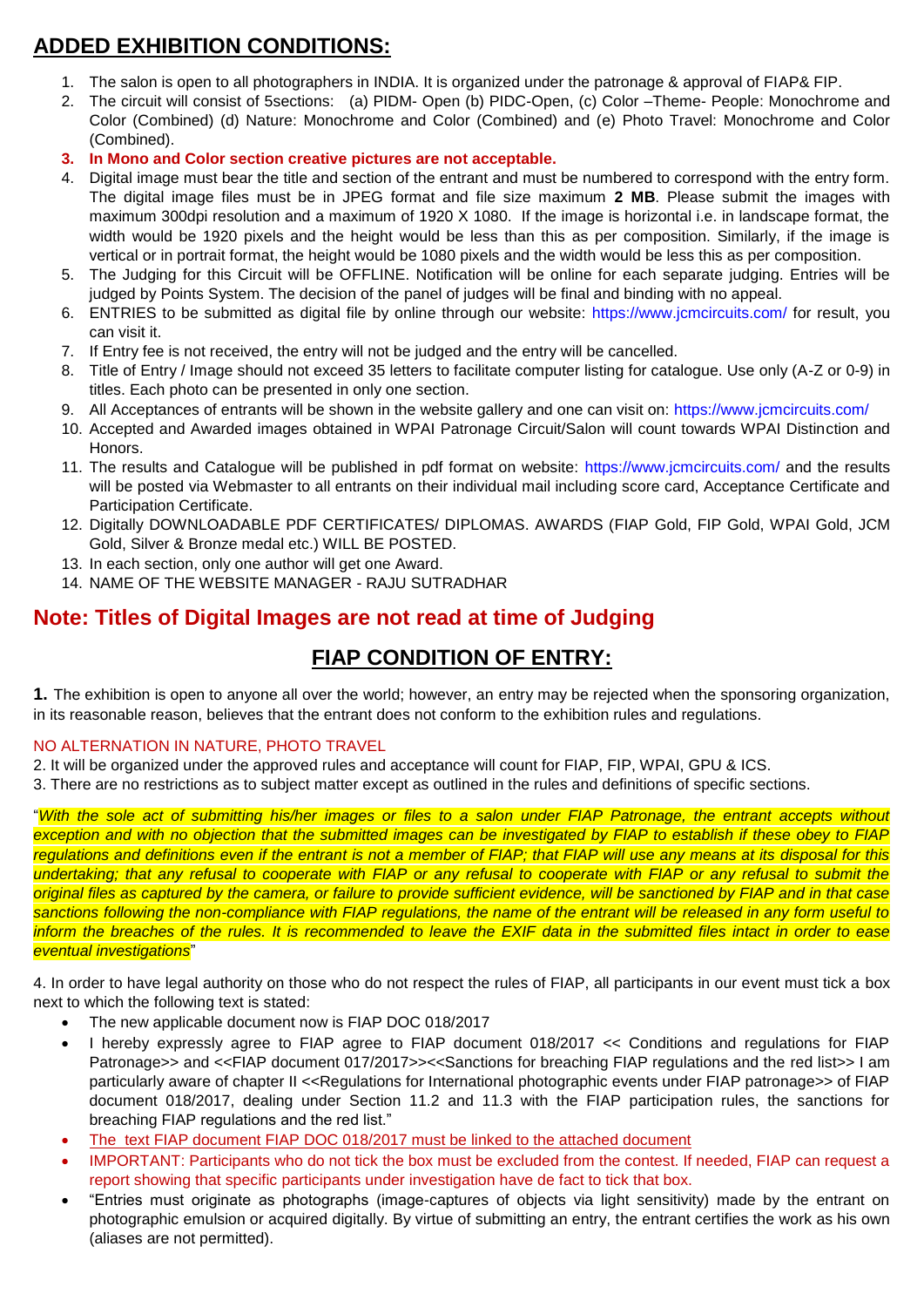## ADDED EXHIBITION CONDITIONS:

1. The salon is open to all photographers in INDIA. It is organized under the patronage & approval of FIAP& FIP.
2. The circuit will consist of 5sections: (a) PIDM- Open (b) PIDC-Open, (c) Color –Theme- People: Monochrome and Color (Combined) (d) Nature: Monochrome and Color (Combined) and (e) Photo Travel: Monochrome and Color (Combined).
3. **In Mono and Color section creative pictures are not acceptable.**
4. Digital image must bear the title and section of the entrant and must be numbered to correspond with the entry form. The digital image files must be in JPEG format and file size maximum **2 MB**. Please submit the images with maximum 300dpi resolution and a maximum of 1920 X 1080. If the image is horizontal i.e. in landscape format, the width would be 1920 pixels and the height would be less than this as per composition. Similarly, if the image is vertical or in portrait format, the height would be 1080 pixels and the width would be less this as per composition.
5. The Judging for this Circuit will be OFFLINE. Notification will be online for each separate judging. Entries will be judged by Points System. The decision of the panel of judges will be final and binding with no appeal.
6. ENTRIES to be submitted as digital file by online through our website: https://www.jcmcircuits.com/ for result, you can visit it.
7. If Entry fee is not received, the entry will not be judged and the entry will be cancelled.
8. Title of Entry / Image should not exceed 35 letters to facilitate computer listing for catalogue. Use only (A-Z or 0-9) in titles. Each photo can be presented in only one section.
9. All Acceptances of entrants will be shown in the website gallery and one can visit on: https://www.jcmcircuits.com/
10. Accepted and Awarded images obtained in WPAI Patronage Circuit/Salon will count towards WPAI Distinction and Honors.
11. The results and Catalogue will be published in pdf format on website: https://www.jcmcircuits.com/ and the results will be posted via Webmaster to all entrants on their individual mail including score card, Acceptance Certificate and Participation Certificate.
12. Digitally DOWNLOADABLE PDF CERTIFICATES/ DIPLOMAS. AWARDS (FIAP Gold, FIP Gold, WPAI Gold, JCM Gold, Silver & Bronze medal etc.) WILL BE POSTED.
13. In each section, only one author will get one Award.
14. NAME OF THE WEBSITE MANAGER - RAJU SUTRADHAR

## Note: Titles of Digital Images are not read at time of Judging

## FIAP CONDITION OF ENTRY:

**1.** The exhibition is open to anyone all over the world; however, an entry may be rejected when the sponsoring organization, in its reasonable reason, believes that the entrant does not conform to the exhibition rules and regulations.

NO ALTERNATION IN NATURE, PHOTO TRAVEL

2. It will be organized under the approved rules and acceptance will count for FIAP, FIP, WPAI, GPU & ICS.

3. There are no restrictions as to subject matter except as outlined in the rules and definitions of specific sections.

"*With the sole act of submitting his/her images or files to a salon under FIAP Patronage, the entrant accepts without exception and with no objection that the submitted images can be investigated by FIAP to establish if these obey to FIAP regulations and definitions even if the entrant is not a member of FIAP; that FIAP will use any means at its disposal for this undertaking; that any refusal to cooperate with FIAP or any refusal to cooperate with FIAP or any refusal to submit the original files as captured by the camera, or failure to provide sufficient evidence, will be sanctioned by FIAP and in that case sanctions following the non-compliance with FIAP regulations, the name of the entrant will be released in any form useful to inform the breaches of the rules. It is recommended to leave the EXIF data in the submitted files intact in order to ease eventual investigations*"

4. In order to have legal authority on those who do not respect the rules of FIAP, all participants in our event must tick a box next to which the following text is stated:

- The new applicable document now is FIAP DOC 018/2017
- I hereby expressly agree to FIAP agree to FIAP document 018/2017 << Conditions and regulations for FIAP Patronage>> and <<FIAP document 017/2017>><<Sanctions for breaching FIAP regulations and the red list>> I am particularly aware of chapter II <<Regulations for International photographic events under FIAP patronage>> of FIAP document 018/2017, dealing under Section 11.2 and 11.3 with the FIAP participation rules, the sanctions for breaching FIAP regulations and the red list."
- The text FIAP document FIAP DOC 018/2017 must be linked to the attached document
- IMPORTANT: Participants who do not tick the box must be excluded from the contest. If needed, FIAP can request a report showing that specific participants under investigation have de fact to tick that box.
- "Entries must originate as photographs (image-captures of objects via light sensitivity) made by the entrant on photographic emulsion or acquired digitally. By virtue of submitting an entry, the entrant certifies the work as his own (aliases are not permitted).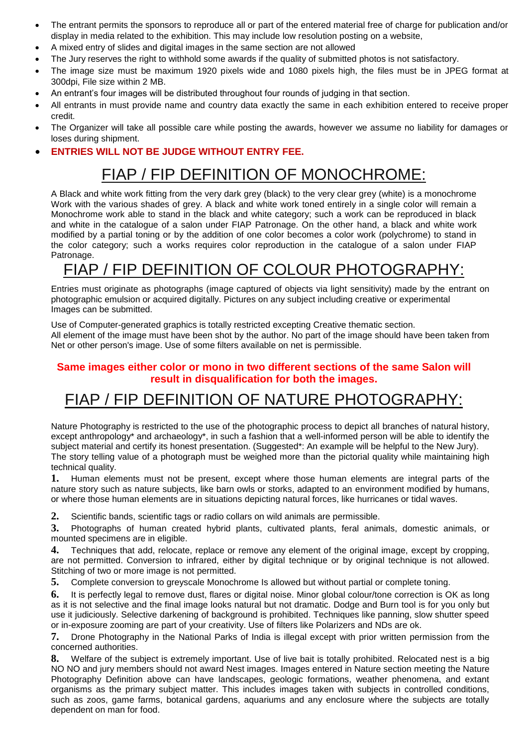- The entrant permits the sponsors to reproduce all or part of the entered material free of charge for publication and/or display in media related to the exhibition. This may include low resolution posting on a website,
- A mixed entry of slides and digital images in the same section are not allowed
- The Jury reserves the right to withhold some awards if the quality of submitted photos is not satisfactory.
- The image size must be maximum 1920 pixels wide and 1080 pixels high, the files must be in JPEG format at 300dpi, File size within 2 MB.
- An entrant's four images will be distributed throughout four rounds of judging in that section.
- All entrants in must provide name and country data exactly the same in each exhibition entered to receive proper credit.
- The Organizer will take all possible care while posting the awards, however we assume no liability for damages or loses during shipment.
- **ENTRIES WILL NOT BE JUDGE WITHOUT ENTRY FEE.**

# FIAP / FIP DEFINITION OF MONOCHROME:

A Black and white work fitting from the very dark grey (black) to the very clear grey (white) is a monochrome Work with the various shades of grey. A black and white work toned entirely in a single color will remain a Monochrome work able to stand in the black and white category; such a work can be reproduced in black and white in the catalogue of a salon under FIAP Patronage. On the other hand, a black and white work modified by a partial toning or by the addition of one color becomes a color work (polychrome) to stand in the color category; such a works requires color reproduction in the catalogue of a salon under FIAP Patronage.

# FIAP / FIP DEFINITION OF COLOUR PHOTOGRAPHY:

Entries must originate as photographs (image captured of objects via light sensitivity) made by the entrant on photographic emulsion or acquired digitally. Pictures on any subject including creative or experimental Images can be submitted.

Use of Computer-generated graphics is totally restricted excepting Creative thematic section.
All element of the image must have been shot by the author. No part of the image should have been taken from Net or other person's image. Use of some filters available on net is permissible.

**Same images either color or mono in two different sections of the same Salon will result in disqualification for both the images.**

# FIAP / FIP DEFINITION OF NATURE PHOTOGRAPHY:

Nature Photography is restricted to the use of the photographic process to depict all branches of natural history, except anthropology* and archaeology*, in such a fashion that a well-informed person will be able to identify the subject material and certify its honest presentation. (Suggested*: An example will be helpful to the New Jury).
The story telling value of a photograph must be weighed more than the pictorial quality while maintaining high technical quality.

**1.** Human elements must not be present, except where those human elements are integral parts of the nature story such as nature subjects, like barn owls or storks, adapted to an environment modified by humans, or where those human elements are in situations depicting natural forces, like hurricanes or tidal waves.

**2.** Scientific bands, scientific tags or radio collars on wild animals are permissible.

**3.** Photographs of human created hybrid plants, cultivated plants, feral animals, domestic animals, or mounted specimens are in eligible.

**4.** Techniques that add, relocate, replace or remove any element of the original image, except by cropping, are not permitted. Conversion to infrared, either by digital technique or by original technique is not allowed. Stitching of two or more image is not permitted.

**5.** Complete conversion to greyscale Monochrome Is allowed but without partial or complete toning.

**6.** It is perfectly legal to remove dust, flares or digital noise. Minor global colour/tone correction is OK as long as it is not selective and the final image looks natural but not dramatic. Dodge and Burn tool is for you only but use it judiciously. Selective darkening of background is prohibited. Techniques like panning, slow shutter speed or in-exposure zooming are part of your creativity. Use of filters like Polarizers and NDs are ok.

**7.** Drone Photography in the National Parks of India is illegal except with prior written permission from the concerned authorities.

**8.** Welfare of the subject is extremely important. Use of live bait is totally prohibited. Relocated nest is a big NO NO and jury members should not award Nest images. Images entered in Nature section meeting the Nature Photography Definition above can have landscapes, geologic formations, weather phenomena, and extant organisms as the primary subject matter. This includes images taken with subjects in controlled conditions, such as zoos, game farms, botanical gardens, aquariums and any enclosure where the subjects are totally dependent on man for food.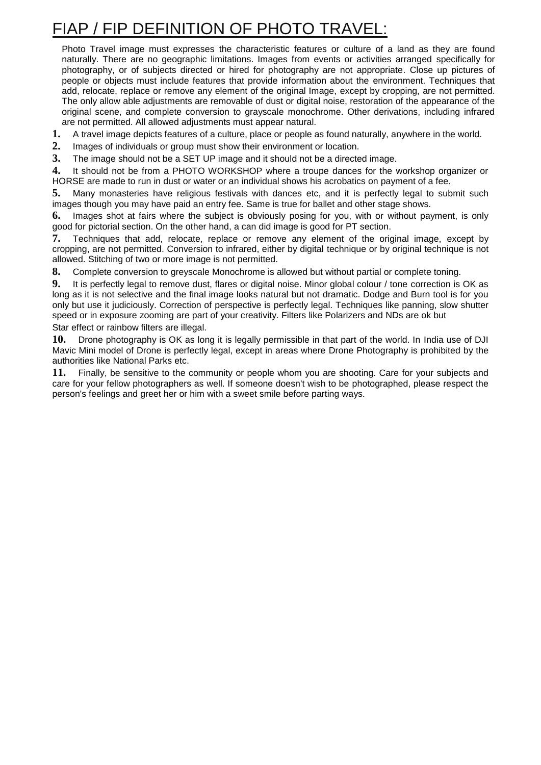# FIAP / FIP DEFINITION OF PHOTO TRAVEL:

Photo Travel image must expresses the characteristic features or culture of a land as they are found naturally. There are no geographic limitations. Images from events or activities arranged specifically for photography, or of subjects directed or hired for photography are not appropriate. Close up pictures of people or objects must include features that provide information about the environment. Techniques that add, relocate, replace or remove any element of the original Image, except by cropping, are not permitted. The only allow able adjustments are removable of dust or digital noise, restoration of the appearance of the original scene, and complete conversion to grayscale monochrome. Other derivations, including infrared are not permitted. All allowed adjustments must appear natural.

1. A travel image depicts features of a culture, place or people as found naturally, anywhere in the world.
2. Images of individuals or group must show their environment or location.
3. The image should not be a SET UP image and it should not be a directed image.
4. It should not be from a PHOTO WORKSHOP where a troupe dances for the workshop organizer or HORSE are made to run in dust or water or an individual shows his acrobatics on payment of a fee.
5. Many monasteries have religious festivals with dances etc, and it is perfectly legal to submit such images though you may have paid an entry fee. Same is true for ballet and other stage shows.
6. Images shot at fairs where the subject is obviously posing for you, with or without payment, is only good for pictorial section. On the other hand, a can did image is good for PT section.
7. Techniques that add, relocate, replace or remove any element of the original image, except by cropping, are not permitted. Conversion to infrared, either by digital technique or by original technique is not allowed. Stitching of two or more image is not permitted.
8. Complete conversion to greyscale Monochrome is allowed but without partial or complete toning.
9. It is perfectly legal to remove dust, flares or digital noise. Minor global colour / tone correction is OK as long as it is not selective and the final image looks natural but not dramatic. Dodge and Burn tool is for you only but use it judiciously. Correction of perspective is perfectly legal. Techniques like panning, slow shutter speed or in exposure zooming are part of your creativity. Filters like Polarizers and NDs are ok but Star effect or rainbow filters are illegal.
10. Drone photography is OK as long it is legally permissible in that part of the world. In India use of DJI Mavic Mini model of Drone is perfectly legal, except in areas where Drone Photography is prohibited by the authorities like National Parks etc.
11. Finally, be sensitive to the community or people whom you are shooting. Care for your subjects and care for your fellow photographers as well. If someone doesn't wish to be photographed, please respect the person's feelings and greet her or him with a sweet smile before parting ways.